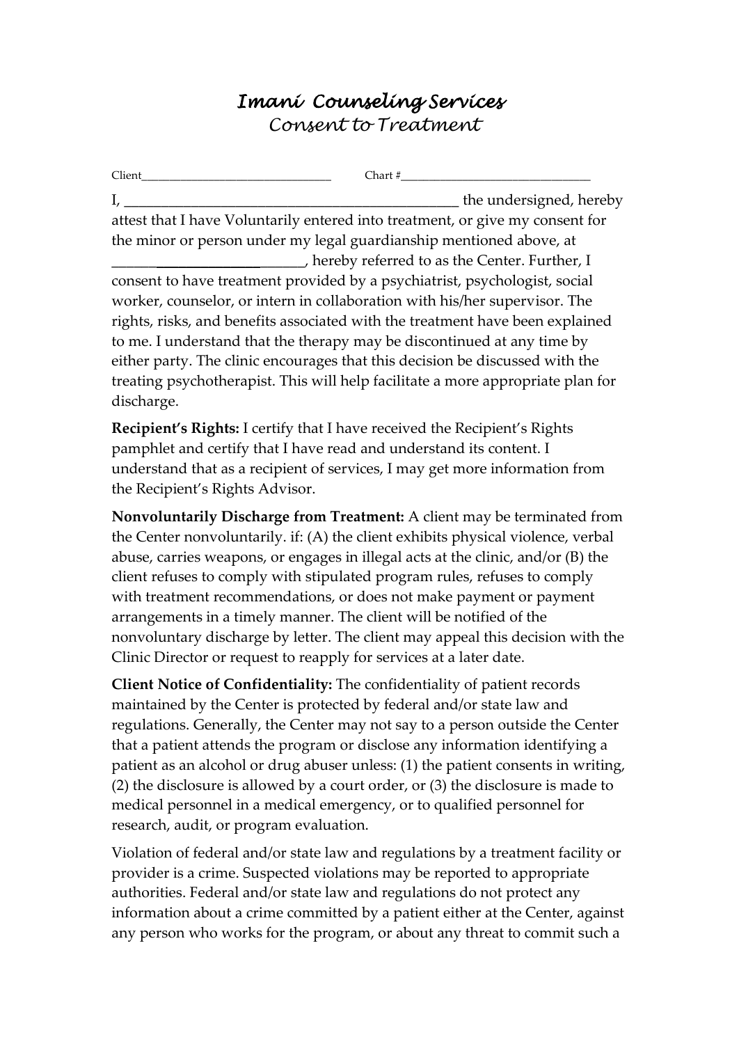# *Imani Counseling Services*

## *Consent to Treatment*

Client_________________________________ Chart #________________________________

I, ________________________________________________ the undersigned, hereby attest that I have Voluntarily entered into treatment, or give my consent for the minor or person under my legal guardianship mentioned above, at ______________________________, hereby referred to as the Center. Further, I consent to have treatment provided by a psychiatrist, psychologist, social worker, counselor, or intern in collaboration with his/her supervisor. The rights, risks, and benefits associated with the treatment have been explained to me. I understand that the therapy may be discontinued at any time by either party. The clinic encourages that this decision be discussed with the treating psychotherapist. This will help facilitate a more appropriate plan for discharge.

**Recipient's Rights:** I certify that I have received the Recipient's Rights pamphlet and certify that I have read and understand its content. I understand that as a recipient of services, I may get more information from the Recipient's Rights Advisor.

**Nonvoluntarily Discharge from Treatment:** A client may be terminated from the Center nonvoluntarily. if: (A) the client exhibits physical violence, verbal abuse, carries weapons, or engages in illegal acts at the clinic, and/or (B) the client refuses to comply with stipulated program rules, refuses to comply with treatment recommendations, or does not make payment or payment arrangements in a timely manner. The client will be notified of the nonvoluntary discharge by letter. The client may appeal this decision with the Clinic Director or request to reapply for services at a later date.

**Client Notice of Confidentiality:** The confidentiality of patient records maintained by the Center is protected by federal and/or state law and regulations. Generally, the Center may not say to a person outside the Center that a patient attends the program or disclose any information identifying a patient as an alcohol or drug abuser unless: (1) the patient consents in writing, (2) the disclosure is allowed by a court order, or (3) the disclosure is made to medical personnel in a medical emergency, or to qualified personnel for research, audit, or program evaluation.

Violation of federal and/or state law and regulations by a treatment facility or provider is a crime. Suspected violations may be reported to appropriate authorities. Federal and/or state law and regulations do not protect any information about a crime committed by a patient either at the Center, against any person who works for the program, or about any threat to commit such a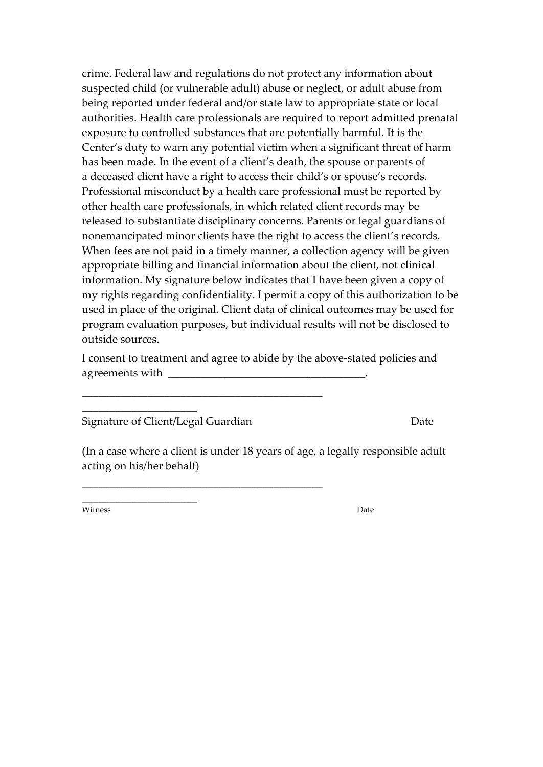crime. Federal law and regulations do not protect any information about suspected child (or vulnerable adult) abuse or neglect, or adult abuse from being reported under federal and/or state law to appropriate state or local authorities. Health care professionals are required to report admitted prenatal exposure to controlled substances that are potentially harmful. It is the Center's duty to warn any potential victim when a significant threat of harm has been made. In the event of a client's death, the spouse or parents of a deceased client have a right to access their child's or spouse's records. Professional misconduct by a health care professional must be reported by other health care professionals, in which related client records may be released to substantiate disciplinary concerns. Parents or legal guardians of nonemancipated minor clients have the right to access the client's records. When fees are not paid in a timely manner, a collection agency will be given appropriate billing and financial information about the client, not clinical information. My signature below indicates that I have been given a copy of my rights regarding confidentiality. I permit a copy of this authorization to be used in place of the original. Client data of clinical outcomes may be used for program evaluation purposes, but individual results will not be disclosed to outside sources.

I consent to treatment and agree to abide by the above-stated policies and agreements with ______________________________________.

_____________________________________________

_____________________

Signature of Client/Legal Guardian Date

(In a case where a client is under 18 years of age, a legally responsible adult acting on his/her behalf)

_____________________________________________

_____________________

Witness Date